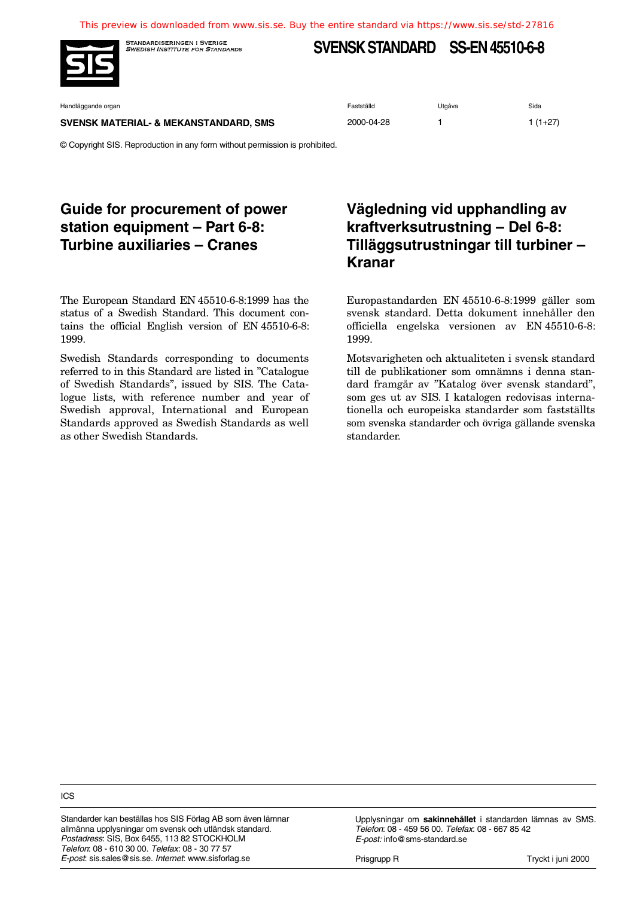This preview is downloaded from www.sis.se. Buy the entire standard via https://www.sis.se/std-27816

STANDARDISERINGEN I SVERIGE
*SWEDISH INSTITUTE FOR STANDARDS*

**SVENSK STANDARD SS-EN 45510-6-8**

| Handläggande organ | Fastställd | Utgåva | Sida |
|---|---|---|---|
| **SVENSK MATERIAL- & MEKANSTANDARD, SMS** | 2000-04-28 | 1 | 1 (1+27) |

© Copyright SIS. Reproduction in any form without permission is prohibited.

# Guide for procurement of power station equipment – Part 6-8: Turbine auxiliaries – Cranes

# Vägledning vid upphandling av kraftverksutrustning – Del 6-8: Tilläggsutrustningar till turbiner – Kranar

The European Standard EN 45510-6-8:1999 has the status of a Swedish Standard. This document contains the official English version of EN 45510-6-8: 1999.

Swedish Standards corresponding to documents referred to in this Standard are listed in "Catalogue of Swedish Standards", issued by SIS. The Catalogue lists, with reference number and year of Swedish approval, International and European Standards approved as Swedish Standards as well as other Swedish Standards.

Europastandarden EN 45510-6-8:1999 gäller som svensk standard. Detta dokument innehåller den officiella engelska versionen av EN 45510-6-8: 1999.

Motsvarigheten och aktualiteten i svensk standard till de publikationer som omnämns i denna standard framgår av "Katalog över svensk standard", som ges ut av SIS. I katalogen redovisas internationella och europeiska standarder som fastställts som svenska standarder och övriga gällande svenska standarder.

ICS

Standarder kan beställas hos SIS Förlag AB som även lämnar allmänna upplysningar om svensk och utländsk standard.
*Postadress*: SIS, Box 6455, 113 82 STOCKHOLM
*Telefon*: 08 - 610 30 00. *Telefax*: 08 - 30 77 57
*E-post*: sis.sales@sis.se. *Internet*: www.sisforlag.se

Upplysningar om **sakinnehållet** i standarden lämnas av SMS.
*Telefon*: 08 - 459 56 00. *Telefax*: 08 - 667 85 42
*E-post:* info@sms-standard.se

Prisgrupp R

Tryckt i juni 2000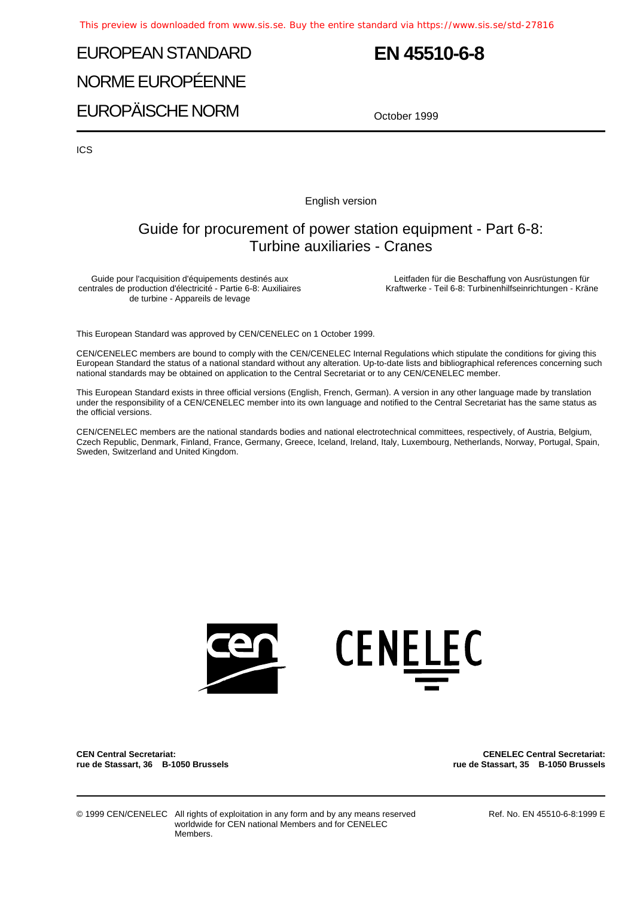# EUROPEAN STANDARD

# NORME EUROPÉENNE

# EUROPÄISCHE NORM

# EN 45510-6-8

October 1999

ICS

English version

## Guide for procurement of power station equipment - Part 6-8: Turbine auxiliaries - Cranes

Guide pour l'acquisition d'équipements destinés aux centrales de production d'électricité - Partie 6-8: Auxiliaires de turbine - Appareils de levage

Leitfaden für die Beschaffung von Ausrüstungen für Kraftwerke - Teil 6-8: Turbinenhilfseinrichtungen - Kräne

This European Standard was approved by CEN/CENELEC on 1 October 1999.

CEN/CENELEC members are bound to comply with the CEN/CENELEC Internal Regulations which stipulate the conditions for giving this European Standard the status of a national standard without any alteration. Up-to-date lists and bibliographical references concerning such national standards may be obtained on application to the Central Secretariat or to any CEN/CENELEC member.

This European Standard exists in three official versions (English, French, German). A version in any other language made by translation under the responsibility of a CEN/CENELEC member into its own language and notified to the Central Secretariat has the same status as the official versions.

CEN/CENELEC members are the national standards bodies and national electrotechnical committees, respectively, of Austria, Belgium, Czech Republic, Denmark, Finland, France, Germany, Greece, Iceland, Ireland, Italy, Luxembourg, Netherlands, Norway, Portugal, Spain, Sweden, Switzerland and United Kingdom.

**CEN Central Secretariat:**
**rue de Stassart, 36 B-1050 Brussels**

**CENELEC Central Secretariat:**
**rue de Stassart, 35 B-1050 Brussels**

© 1999 CEN/CENELEC All rights of exploitation in any form and by any means reserved worldwide for CEN national Members and for CENELEC Members.

Ref. No. EN 45510-6-8:1999 E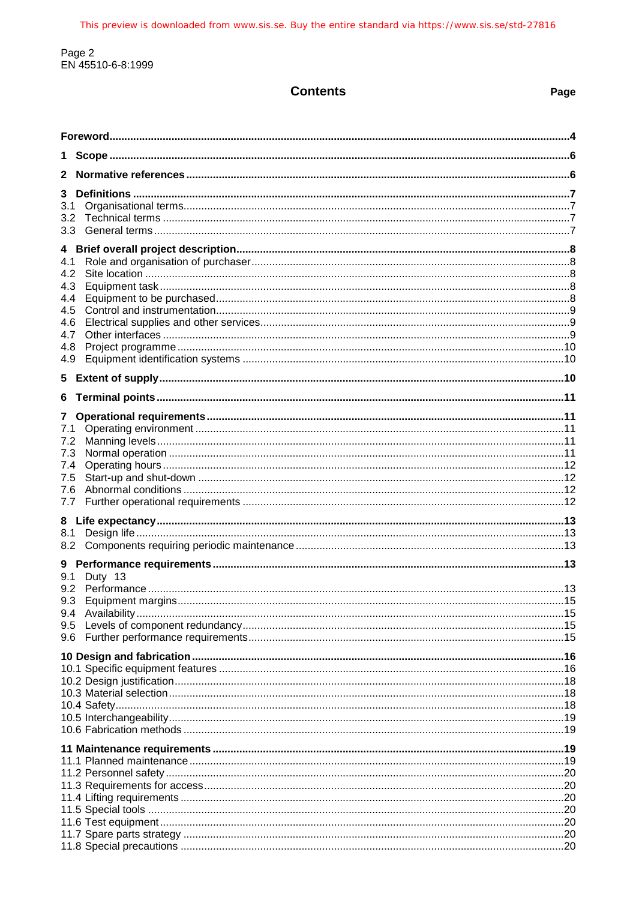## Contents

| | Page |
|---|---|
| **Foreword** | **4** |
| **1 Scope** | **6** |
| **2 Normative references** | **6** |
| **3 Definitions** | **7** |
| 3.1 Organisational terms | 7 |
| 3.2 Technical terms | 7 |
| 3.3 General terms | 7 |
| **4 Brief overall project description** | **8** |
| 4.1 Role and organisation of purchaser | 8 |
| 4.2 Site location | 8 |
| 4.3 Equipment task | 8 |
| 4.4 Equipment to be purchased | 8 |
| 4.5 Control and instrumentation | 9 |
| 4.6 Electrical supplies and other services | 9 |
| 4.7 Other interfaces | 9 |
| 4.8 Project programme | 10 |
| 4.9 Equipment identification systems | 10 |
| **5 Extent of supply** | **10** |
| **6 Terminal points** | **11** |
| **7 Operational requirements** | **11** |
| 7.1 Operating environment | 11 |
| 7.2 Manning levels | 11 |
| 7.3 Normal operation | 11 |
| 7.4 Operating hours | 12 |
| 7.5 Start-up and shut-down | 12 |
| 7.6 Abnormal conditions | 12 |
| 7.7 Further operational requirements | 12 |
| **8 Life expectancy** | **13** |
| 8.1 Design life | 13 |
| 8.2 Components requiring periodic maintenance | 13 |
| **9 Performance requirements** | **13** |
| 9.1 Duty | 13 |
| 9.2 Performance | 13 |
| 9.3 Equipment margins | 15 |
| 9.4 Availability | 15 |
| 9.5 Levels of component redundancy | 15 |
| 9.6 Further performance requirements | 15 |
| **10 Design and fabrication** | **16** |
| 10.1 Specific equipment features | 16 |
| 10.2 Design justification | 18 |
| 10.3 Material selection | 18 |
| 10.4 Safety | 18 |
| 10.5 Interchangeability | 19 |
| 10.6 Fabrication methods | 19 |
| **11 Maintenance requirements** | **19** |
| 11.1 Planned maintenance | 19 |
| 11.2 Personnel safety | 20 |
| 11.3 Requirements for access | 20 |
| 11.4 Lifting requirements | 20 |
| 11.5 Special tools | 20 |
| 11.6 Test equipment | 20 |
| 11.7 Spare parts strategy | 20 |
| 11.8 Special precautions | 20 |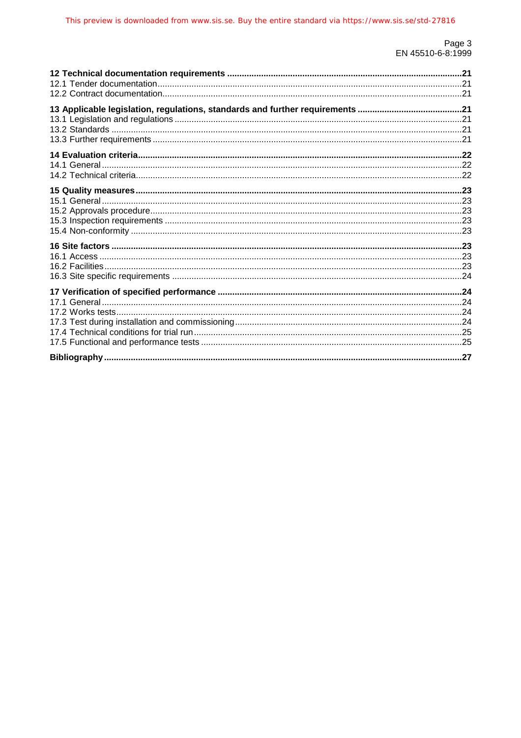**12 Technical documentation requirements** ...... 21
12.1 Tender documentation ...... 21
12.2 Contract documentation ...... 21

**13 Applicable legislation, regulations, standards and further requirements** ...... 21
13.1 Legislation and regulations ...... 21
13.2 Standards ...... 21
13.3 Further requirements ...... 21

**14 Evaluation criteria** ...... 22
14.1 General ...... 22
14.2 Technical criteria ...... 22

**15 Quality measures** ...... 23
15.1 General ...... 23
15.2 Approvals procedure ...... 23
15.3 Inspection requirements ...... 23
15.4 Non-conformity ...... 23

**16 Site factors** ...... 23
16.1 Access ...... 23
16.2 Facilities ...... 23
16.3 Site specific requirements ...... 24

**17 Verification of specified performance** ...... 24
17.1 General ...... 24
17.2 Works tests ...... 24
17.3 Test during installation and commissioning ...... 24
17.4 Technical conditions for trial run ...... 25
17.5 Functional and performance tests ...... 25

**Bibliography** ...... 27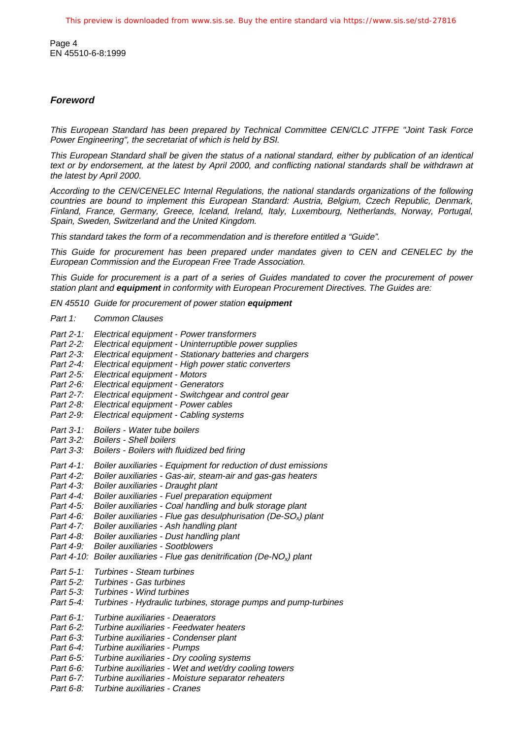## *Foreword*

*This European Standard has been prepared by Technical Committee CEN/CLC JTFPE "Joint Task Force Power Engineering", the secretariat of which is held by BSI.*

*This European Standard shall be given the status of a national standard, either by publication of an identical text or by endorsement, at the latest by April 2000, and conflicting national standards shall be withdrawn at the latest by April 2000.*

*According to the CEN/CENELEC Internal Regulations, the national standards organizations of the following countries are bound to implement this European Standard: Austria, Belgium, Czech Republic, Denmark, Finland, France, Germany, Greece, Iceland, Ireland, Italy, Luxembourg, Netherlands, Norway, Portugal, Spain, Sweden, Switzerland and the United Kingdom.*

*This standard takes the form of a recommendation and is therefore entitled a "Guide".*

*This Guide for procurement has been prepared under mandates given to CEN and CENELEC by the European Commission and the European Free Trade Association.*

*This Guide for procurement is a part of a series of Guides mandated to cover the procurement of power station plant and* ***equipment*** *in conformity with European Procurement Directives. The Guides are:*

*EN 45510 Guide for procurement of power station* ***equipment***

*Part 1: Common Clauses*

*Part 2-1: Electrical equipment - Power transformers*
*Part 2-2: Electrical equipment - Uninterruptible power supplies*
*Part 2-3: Electrical equipment - Stationary batteries and chargers*
*Part 2-4: Electrical equipment - High power static converters*
*Part 2-5: Electrical equipment - Motors*
*Part 2-6: Electrical equipment - Generators*
*Part 2-7: Electrical equipment - Switchgear and control gear*
*Part 2-8: Electrical equipment - Power cables*
*Part 2-9: Electrical equipment - Cabling systems*

*Part 3-1: Boilers - Water tube boilers*
*Part 3-2: Boilers - Shell boilers*
*Part 3-3: Boilers - Boilers with fluidized bed firing*

*Part 4-1: Boiler auxiliaries - Equipment for reduction of dust emissions*
*Part 4-2: Boiler auxiliaries - Gas-air, steam-air and gas-gas heaters*
*Part 4-3: Boiler auxiliaries - Draught plant*
*Part 4-4: Boiler auxiliaries - Fuel preparation equipment*
*Part 4-5: Boiler auxiliaries - Coal handling and bulk storage plant*
*Part 4-6: Boiler auxiliaries - Flue gas desulphurisation (De-$SO_x$) plant*
*Part 4-7: Boiler auxiliaries - Ash handling plant*
*Part 4-8: Boiler auxiliaries - Dust handling plant*
*Part 4-9: Boiler auxiliaries - Sootblowers*
*Part 4-10: Boiler auxiliaries - Flue gas denitrification (De-$NO_x$) plant*

*Part 5-1: Turbines - Steam turbines*
*Part 5-2: Turbines - Gas turbines*
*Part 5-3: Turbines - Wind turbines*
*Part 5-4: Turbines - Hydraulic turbines, storage pumps and pump-turbines*

*Part 6-1: Turbine auxiliaries - Deaerators*
*Part 6-2: Turbine auxiliaries - Feedwater heaters*
*Part 6-3: Turbine auxiliaries - Condenser plant*
*Part 6-4: Turbine auxiliaries - Pumps*
*Part 6-5: Turbine auxiliaries - Dry cooling systems*
*Part 6-6: Turbine auxiliaries - Wet and wet/dry cooling towers*
*Part 6-7: Turbine auxiliaries - Moisture separator reheaters*
*Part 6-8: Turbine auxiliaries - Cranes*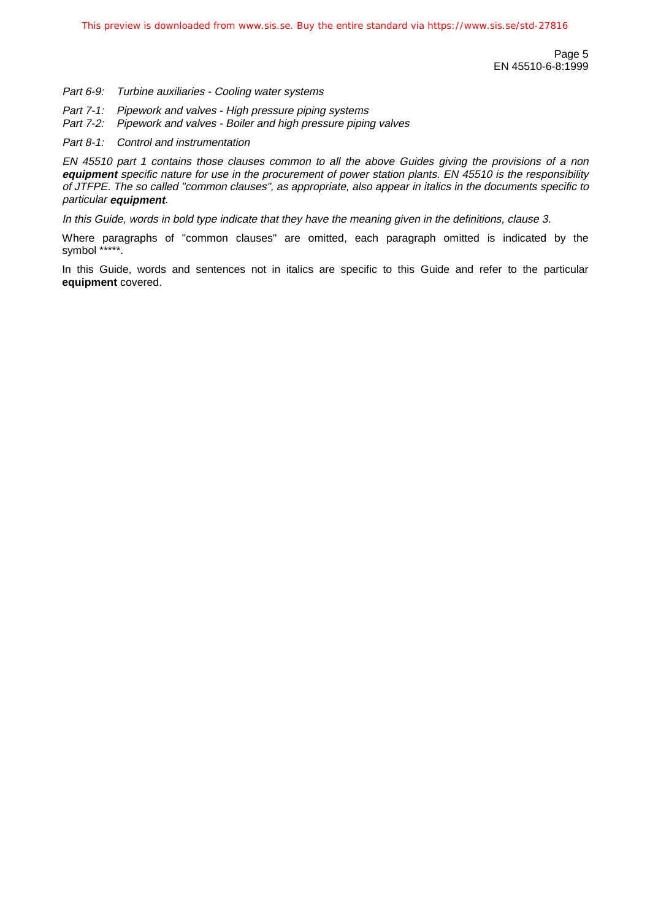*Part 6-9: Turbine auxiliaries - Cooling water systems*

*Part 7-1: Pipework and valves - High pressure piping systems*
*Part 7-2: Pipework and valves - Boiler and high pressure piping valves*

*Part 8-1: Control and instrumentation*

*EN 45510 part 1 contains those clauses common to all the above Guides giving the provisions of a non* ***equipment*** *specific nature for use in the procurement of power station plants. EN 45510 is the responsibility of JTFPE. The so called "common clauses", as appropriate, also appear in italics in the documents specific to particular* ***equipment****.*

*In this Guide, words in bold type indicate that they have the meaning given in the definitions, clause 3.*

Where paragraphs of "common clauses" are omitted, each paragraph omitted is indicated by the symbol *****.

In this Guide, words and sentences not in italics are specific to this Guide and refer to the particular **equipment** covered.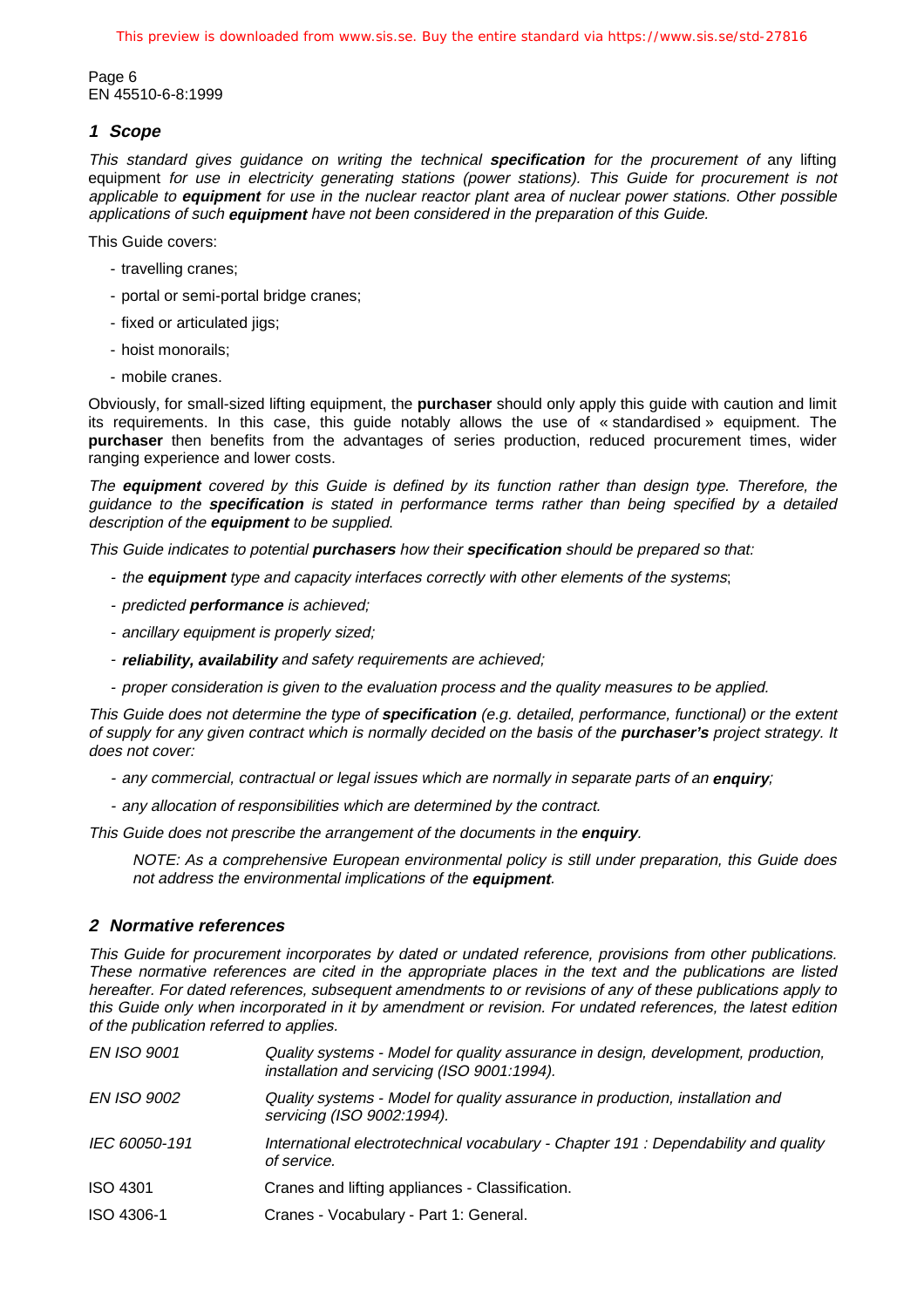## *1 Scope*

*This standard gives guidance on writing the technical **specification** for the procurement of* any lifting equipment *for use in electricity generating stations (power stations). This Guide for procurement is not applicable to **equipment** for use in the nuclear reactor plant area of nuclear power stations. Other possible applications of such **equipment** have not been considered in the preparation of this Guide.*

This Guide covers:

- travelling cranes;
- portal or semi-portal bridge cranes;
- fixed or articulated jigs;
- hoist monorails;
- mobile cranes.

Obviously, for small-sized lifting equipment, the **purchaser** should only apply this guide with caution and limit its requirements. In this case, this guide notably allows the use of « standardised » equipment. The **purchaser** then benefits from the advantages of series production, reduced procurement times, wider ranging experience and lower costs.

*The **equipment** covered by this Guide is defined by its function rather than design type. Therefore, the guidance to the **specification** is stated in performance terms rather than being specified by a detailed description of the **equipment** to be supplied.*

*This Guide indicates to potential **purchasers** how their **specification** should be prepared so that:*

- *the **equipment** type and capacity interfaces correctly with other elements of the systems*;
- *predicted **performance** is achieved;*
- *ancillary equipment is properly sized;*
- ***reliability, availability** and safety requirements are achieved;*
- *proper consideration is given to the evaluation process and the quality measures to be applied.*

*This Guide does not determine the type of **specification** (e.g. detailed, performance, functional) or the extent of supply for any given contract which is normally decided on the basis of the **purchaser's** project strategy. It does not cover:*

- *any commercial, contractual or legal issues which are normally in separate parts of an **enquiry**;*
- *any allocation of responsibilities which are determined by the contract.*

*This Guide does not prescribe the arrangement of the documents in the **enquiry**.*

> *NOTE: As a comprehensive European environmental policy is still under preparation, this Guide does not address the environmental implications of the **equipment**.*

## *2 Normative references*

*This Guide for procurement incorporates by dated or undated reference, provisions from other publications. These normative references are cited in the appropriate places in the text and the publications are listed hereafter. For dated references, subsequent amendments to or revisions of any of these publications apply to this Guide only when incorporated in it by amendment or revision. For undated references, the latest edition of the publication referred to applies.*

| | |
|---|---|
| *EN ISO 9001* | *Quality systems - Model for quality assurance in design, development, production, installation and servicing (ISO 9001:1994).* |
| *EN ISO 9002* | *Quality systems - Model for quality assurance in production, installation and servicing (ISO 9002:1994).* |
| *IEC 60050-191* | *International electrotechnical vocabulary - Chapter 191 : Dependability and quality of service.* |
| ISO 4301 | Cranes and lifting appliances - Classification. |
| ISO 4306-1 | Cranes - Vocabulary - Part 1: General. |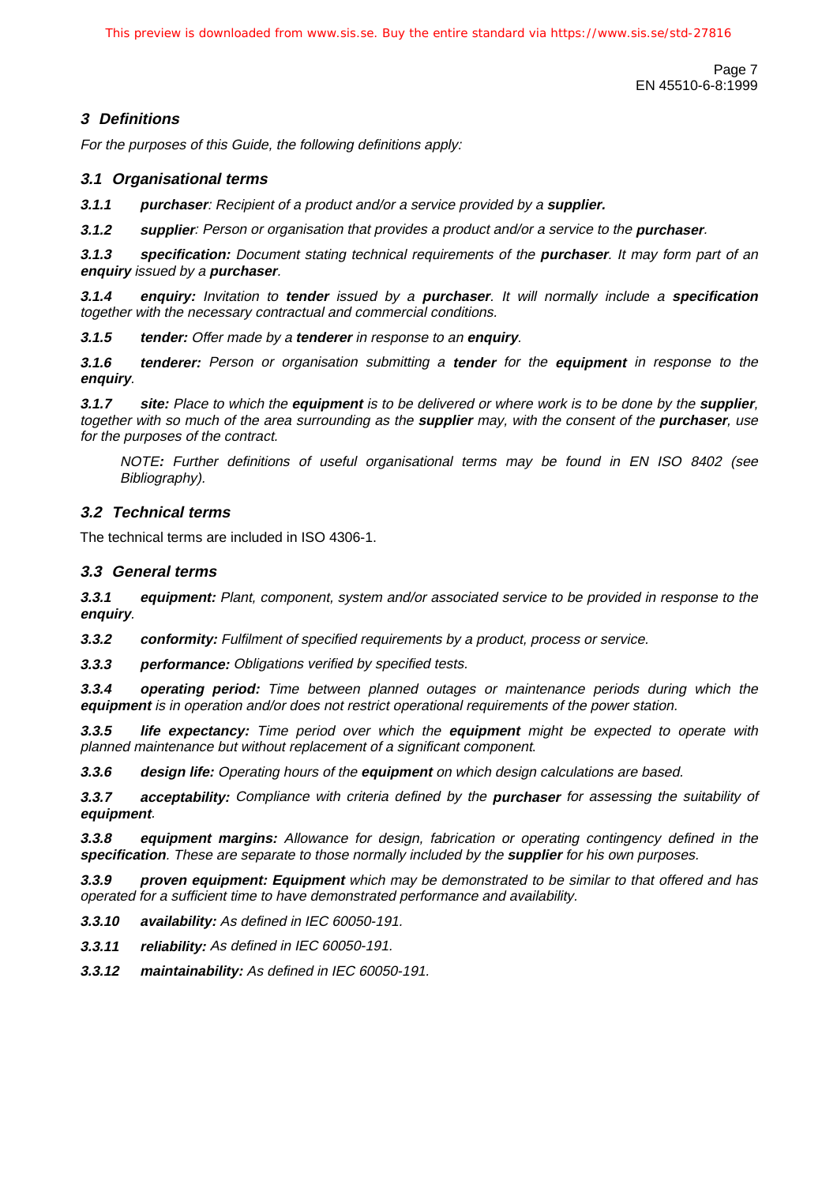## *3 Definitions*

*For the purposes of this Guide, the following definitions apply:*

### *3.1 Organisational terms*

***3.1.1*** ***purchaser**: Recipient of a product and/or a service provided by a **supplier.***

***3.1.2*** ***supplier**: Person or organisation that provides a product and/or a service to the **purchaser**.*

***3.1.3*** ***specification:** Document stating technical requirements of the **purchaser**. It may form part of an **enquiry** issued by a **purchaser**.*

***3.1.4*** ***enquiry:** Invitation to **tender** issued by a **purchaser**. It will normally include a **specification** together with the necessary contractual and commercial conditions.*

***3.1.5*** ***tender:** Offer made by a **tenderer** in response to an **enquiry**.*

***3.1.6*** ***tenderer:** Person or organisation submitting a **tender** for the **equipment** in response to the **enquiry**.*

***3.1.7*** ***site:** Place to which the **equipment** is to be delivered or where work is to be done by the **supplier**, together with so much of the area surrounding as the **supplier** may, with the consent of the **purchaser**, use for the purposes of the contract.*

> *NOTE**:** Further definitions of useful organisational terms may be found in EN ISO 8402 (see Bibliography).*

### *3.2 Technical terms*

The technical terms are included in ISO 4306-1.

### *3.3 General terms*

***3.3.1*** ***equipment:** Plant, component, system and/or associated service to be provided in response to the **enquiry**.*

***3.3.2*** ***conformity:** Fulfilment of specified requirements by a product, process or service.*

***3.3.3*** ***performance:** Obligations verified by specified tests.*

***3.3.4*** ***operating period:** Time between planned outages or maintenance periods during which the **equipment** is in operation and/or does not restrict operational requirements of the power station.*

***3.3.5*** ***life expectancy:** Time period over which the **equipment** might be expected to operate with planned maintenance but without replacement of a significant component.*

***3.3.6*** ***design life:** Operating hours of the **equipment** on which design calculations are based.*

***3.3.7*** ***acceptability:** Compliance with criteria defined by the **purchaser** for assessing the suitability of **equipment**.*

***3.3.8*** ***equipment margins:** Allowance for design, fabrication or operating contingency defined in the **specification**. These are separate to those normally included by the **supplier** for his own purposes.*

***3.3.9*** ***proven equipment: Equipment** which may be demonstrated to be similar to that offered and has operated for a sufficient time to have demonstrated performance and availability.*

***3.3.10*** ***availability:** As defined in IEC 60050-191.*

***3.3.11*** ***reliability:** As defined in IEC 60050-191.*

***3.3.12*** ***maintainability:** As defined in IEC 60050-191.*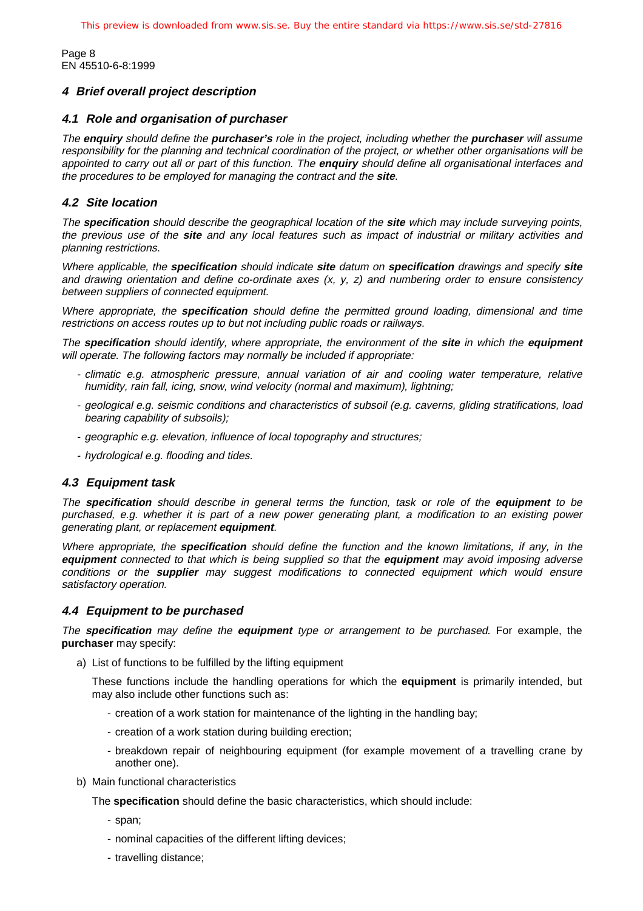## 4 Brief overall project description

### 4.1 Role and organisation of purchaser

*The **enquiry** should define the **purchaser's** role in the project, including whether the **purchaser** will assume responsibility for the planning and technical coordination of the project, or whether other organisations will be appointed to carry out all or part of this function. The **enquiry** should define all organisational interfaces and the procedures to be employed for managing the contract and the **site**.*

### 4.2 Site location

*The **specification** should describe the geographical location of the **site** which may include surveying points, the previous use of the **site** and any local features such as impact of industrial or military activities and planning restrictions.*

*Where applicable, the **specification** should indicate **site** datum on **specification** drawings and specify **site** and drawing orientation and define co-ordinate axes (x, y, z) and numbering order to ensure consistency between suppliers of connected equipment.*

*Where appropriate, the **specification** should define the permitted ground loading, dimensional and time restrictions on access routes up to but not including public roads or railways.*

*The **specification** should identify, where appropriate, the environment of the **site** in which the **equipment** will operate. The following factors may normally be included if appropriate:*

- *climatic e.g. atmospheric pressure, annual variation of air and cooling water temperature, relative humidity, rain fall, icing, snow, wind velocity (normal and maximum), lightning;*
- *geological e.g. seismic conditions and characteristics of subsoil (e.g. caverns, gliding stratifications, load bearing capability of subsoils);*
- *geographic e.g. elevation, influence of local topography and structures;*
- *hydrological e.g. flooding and tides.*

### 4.3 Equipment task

*The **specification** should describe in general terms the function, task or role of the **equipment** to be purchased, e.g. whether it is part of a new power generating plant, a modification to an existing power generating plant, or replacement **equipment**.*

*Where appropriate, the **specification** should define the function and the known limitations, if any, in the **equipment** connected to that which is being supplied so that the **equipment** may avoid imposing adverse conditions or the **supplier** may suggest modifications to connected equipment which would ensure satisfactory operation.*

### 4.4 Equipment to be purchased

*The **specification** may define the **equipment** type or arrangement to be purchased.* For example, the **purchaser** may specify:

a) List of functions to be fulfilled by the lifting equipment

   These functions include the handling operations for which the **equipment** is primarily intended, but may also include other functions such as:

   - creation of a work station for maintenance of the lighting in the handling bay;
   - creation of a work station during building erection;
   - breakdown repair of neighbouring equipment (for example movement of a travelling crane by another one).

b) Main functional characteristics

   The **specification** should define the basic characteristics, which should include:

   - span;
   - nominal capacities of the different lifting devices;
   - travelling distance;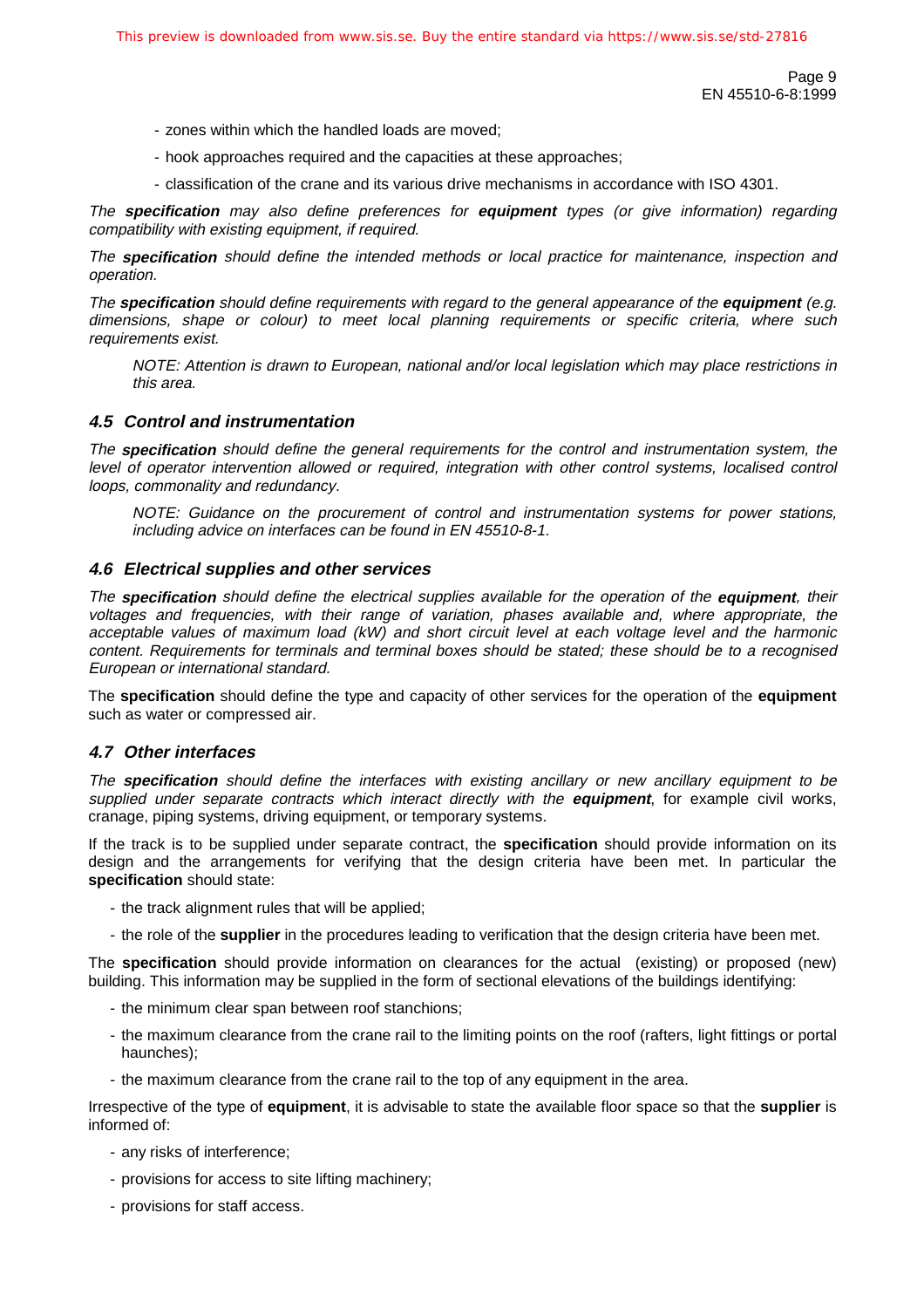- zones within which the handled loads are moved;
- hook approaches required and the capacities at these approaches;
- classification of the crane and its various drive mechanisms in accordance with ISO 4301.

*The **specification** may also define preferences for **equipment** types (or give information) regarding compatibility with existing equipment, if required.*

*The **specification** should define the intended methods or local practice for maintenance, inspection and operation.*

*The **specification** should define requirements with regard to the general appearance of the **equipment** (e.g. dimensions, shape or colour) to meet local planning requirements or specific criteria, where such requirements exist.*

> *NOTE: Attention is drawn to European, national and/or local legislation which may place restrictions in this area.*

### *4.5 Control and instrumentation*

*The **specification** should define the general requirements for the control and instrumentation system, the level of operator intervention allowed or required, integration with other control systems, localised control loops, commonality and redundancy.*

> *NOTE: Guidance on the procurement of control and instrumentation systems for power stations, including advice on interfaces can be found in EN 45510-8-1.*

### *4.6 Electrical supplies and other services*

*The **specification** should define the electrical supplies available for the operation of the **equipment**, their voltages and frequencies, with their range of variation, phases available and, where appropriate, the acceptable values of maximum load (kW) and short circuit level at each voltage level and the harmonic content. Requirements for terminals and terminal boxes should be stated; these should be to a recognised European or international standard.*

The **specification** should define the type and capacity of other services for the operation of the **equipment** such as water or compressed air.

### *4.7 Other interfaces*

*The **specification** should define the interfaces with existing ancillary or new ancillary equipment to be supplied under separate contracts which interact directly with the **equipment***, for example civil works, cranage, piping systems, driving equipment, or temporary systems.

If the track is to be supplied under separate contract, the **specification** should provide information on its design and the arrangements for verifying that the design criteria have been met. In particular the **specification** should state:

- the track alignment rules that will be applied;
- the role of the **supplier** in the procedures leading to verification that the design criteria have been met.

The **specification** should provide information on clearances for the actual (existing) or proposed (new) building. This information may be supplied in the form of sectional elevations of the buildings identifying:

- the minimum clear span between roof stanchions;
- the maximum clearance from the crane rail to the limiting points on the roof (rafters, light fittings or portal haunches);
- the maximum clearance from the crane rail to the top of any equipment in the area.

Irrespective of the type of **equipment**, it is advisable to state the available floor space so that the **supplier** is informed of:

- any risks of interference;
- provisions for access to site lifting machinery;
- provisions for staff access.